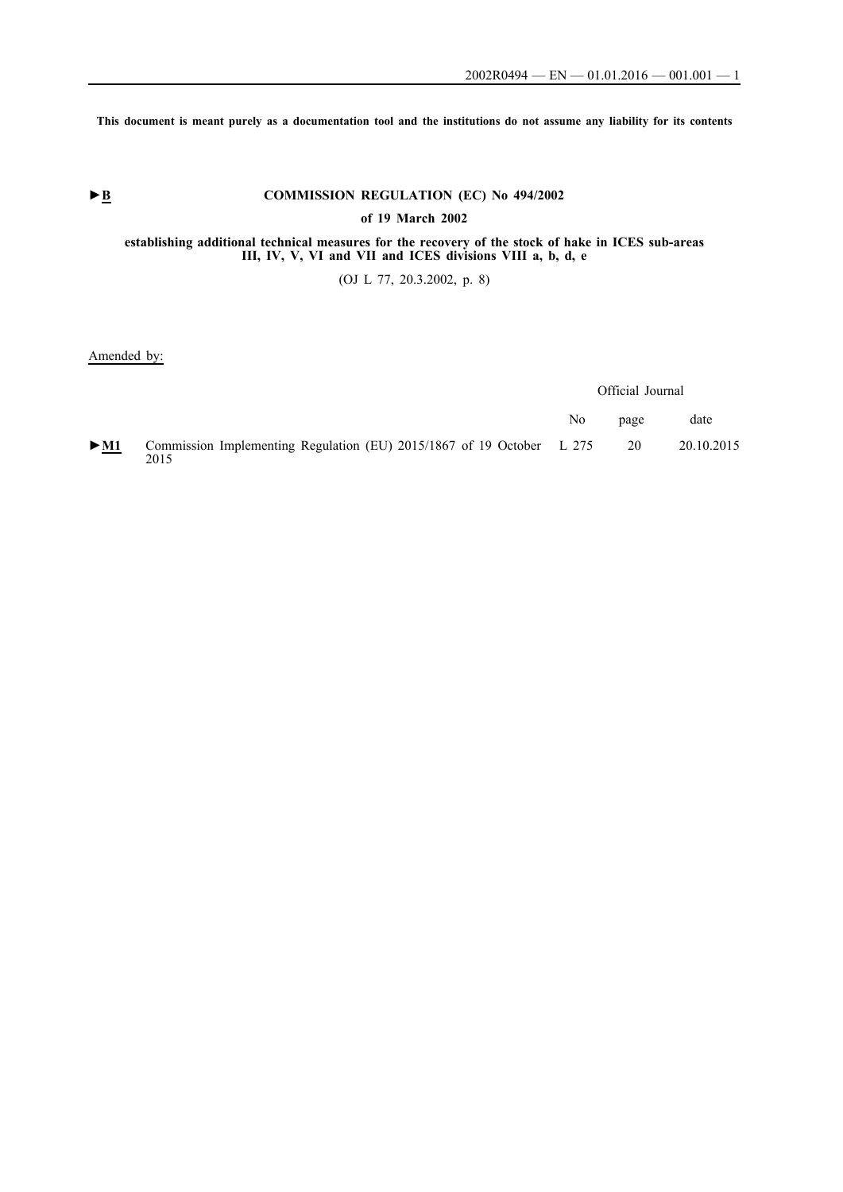**This document is meant purely as a documentation tool and the institutions do not assume any liability for its contents**

►B **COMMISSION REGULATION (EC) No 494/2002**

**of 19 March 2002**

**establishing additional technical measures for the recovery of the stock of hake in ICES sub-areas III, IV, V, VI and VII and ICES divisions VIII a, b, d, e**

(OJ L 77, 20.3.2002, p. 8)

Amended by:

| | | Official Journal | | |
|---|---|---|---|---|
| | | No | page | date |
| ►M1 | Commission Implementing Regulation (EU) 2015/1867 of 19 October 2015 | L 275 | 20 | 20.10.2015 |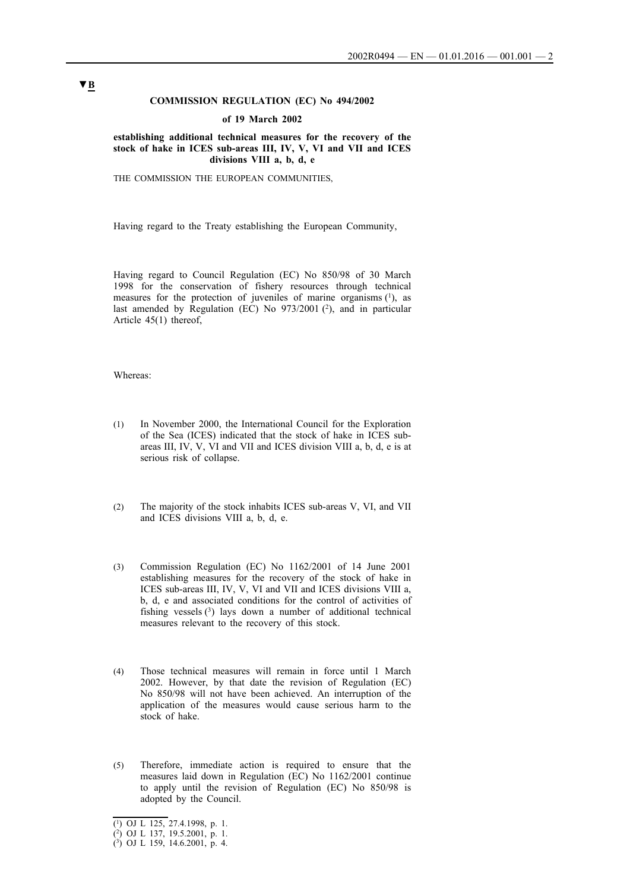▼B

**COMMISSION REGULATION (EC) No 494/2002**

**of 19 March 2002**

**establishing additional technical measures for the recovery of the stock of hake in ICES sub-areas III, IV, V, VI and VII and ICES divisions VIII a, b, d, e**

THE COMMISSION THE EUROPEAN COMMUNITIES,

Having regard to the Treaty establishing the European Community,

Having regard to Council Regulation (EC) No 850/98 of 30 March 1998 for the conservation of fishery resources through technical measures for the protection of juveniles of marine organisms [1], as last amended by Regulation (EC) No 973/2001 [2], and in particular Article 45(1) thereof,

Whereas:

(1) In November 2000, the International Council for the Exploration of the Sea (ICES) indicated that the stock of hake in ICES sub-areas III, IV, V, VI and VII and ICES division VIII a, b, d, e is at serious risk of collapse.

(2) The majority of the stock inhabits ICES sub-areas V, VI, and VII and ICES divisions VIII a, b, d, e.

(3) Commission Regulation (EC) No 1162/2001 of 14 June 2001 establishing measures for the recovery of the stock of hake in ICES sub-areas III, IV, V, VI and VII and ICES divisions VIII a, b, d, e and associated conditions for the control of activities of fishing vessels [3] lays down a number of additional technical measures relevant to the recovery of this stock.

(4) Those technical measures will remain in force until 1 March 2002. However, by that date the revision of Regulation (EC) No 850/98 will not have been achieved. An interruption of the application of the measures would cause serious harm to the stock of hake.

(5) Therefore, immediate action is required to ensure that the measures laid down in Regulation (EC) No 1162/2001 continue to apply until the revision of Regulation (EC) No 850/98 is adopted by the Council.

[1] OJ L 125, 27.4.1998, p. 1.
[2] OJ L 137, 19.5.2001, p. 1.
[3] OJ L 159, 14.6.2001, p. 4.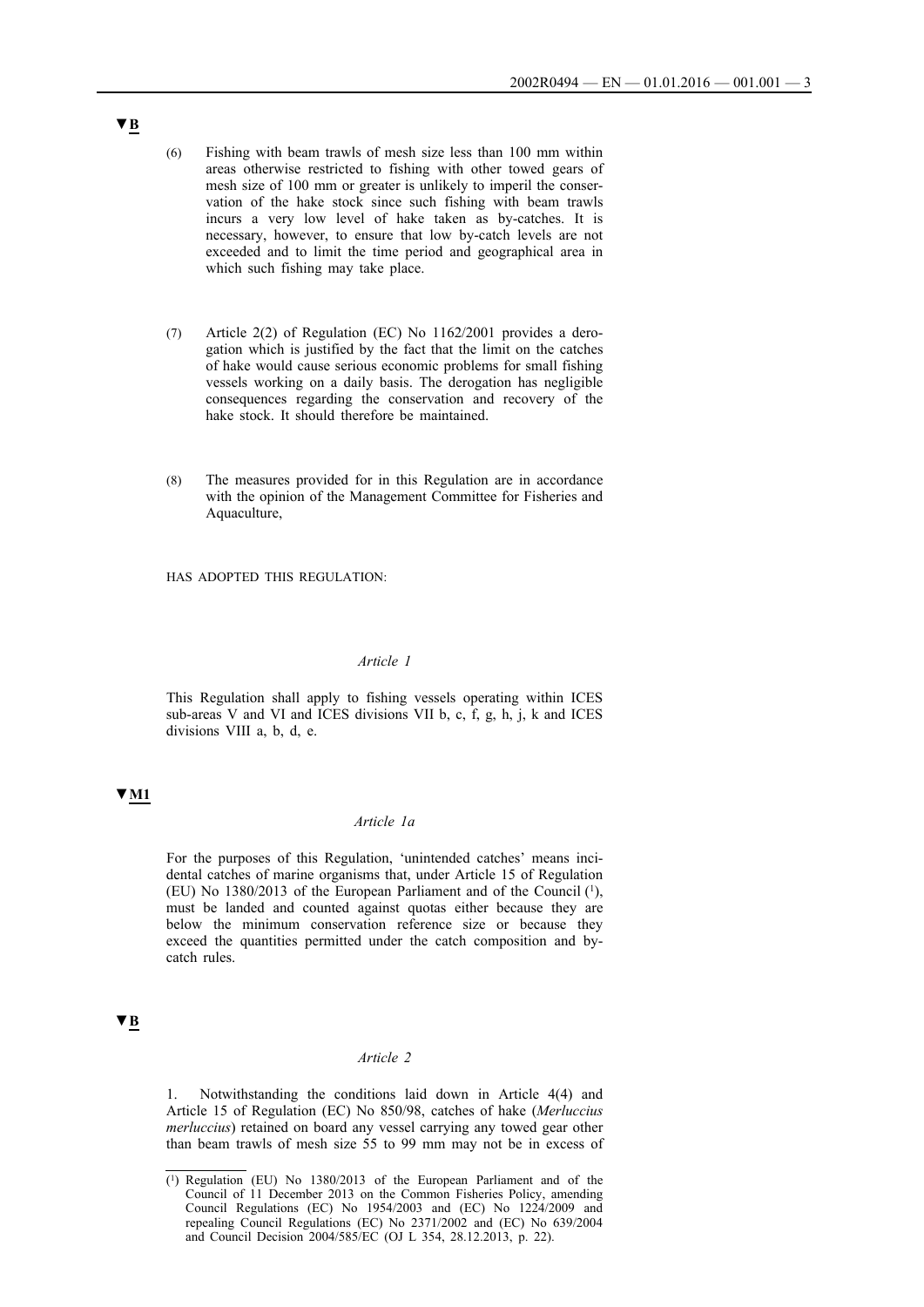▼B

(6) Fishing with beam trawls of mesh size less than 100 mm within areas otherwise restricted to fishing with other towed gears of mesh size of 100 mm or greater is unlikely to imperil the conservation of the hake stock since such fishing with beam trawls incurs a very low level of hake taken as by-catches. It is necessary, however, to ensure that low by-catch levels are not exceeded and to limit the time period and geographical area in which such fishing may take place.

(7) Article 2(2) of Regulation (EC) No 1162/2001 provides a derogation which is justified by the fact that the limit on the catches of hake would cause serious economic problems for small fishing vessels working on a daily basis. The derogation has negligible consequences regarding the conservation and recovery of the hake stock. It should therefore be maintained.

(8) The measures provided for in this Regulation are in accordance with the opinion of the Management Committee for Fisheries and Aquaculture,

HAS ADOPTED THIS REGULATION:

*Article 1*

This Regulation shall apply to fishing vessels operating within ICES sub-areas V and VI and ICES divisions VII b, c, f, g, h, j, k and ICES divisions VIII a, b, d, e.

▼M1

*Article 1a*

For the purposes of this Regulation, 'unintended catches' means incidental catches of marine organisms that, under Article 15 of Regulation (EU) No 1380/2013 of the European Parliament and of the Council [1], must be landed and counted against quotas either because they are below the minimum conservation reference size or because they exceed the quantities permitted under the catch composition and by-catch rules.

▼B

*Article 2*

1. Notwithstanding the conditions laid down in Article 4(4) and Article 15 of Regulation (EC) No 850/98, catches of hake (*Merluccius merluccius*) retained on board any vessel carrying any towed gear other than beam trawls of mesh size 55 to 99 mm may not be in excess of

---

[1] Regulation (EU) No 1380/2013 of the European Parliament and of the Council of 11 December 2013 on the Common Fisheries Policy, amending Council Regulations (EC) No 1954/2003 and (EC) No 1224/2009 and repealing Council Regulations (EC) No 2371/2002 and (EC) No 639/2004 and Council Decision 2004/585/EC (OJ L 354, 28.12.2013, p. 22).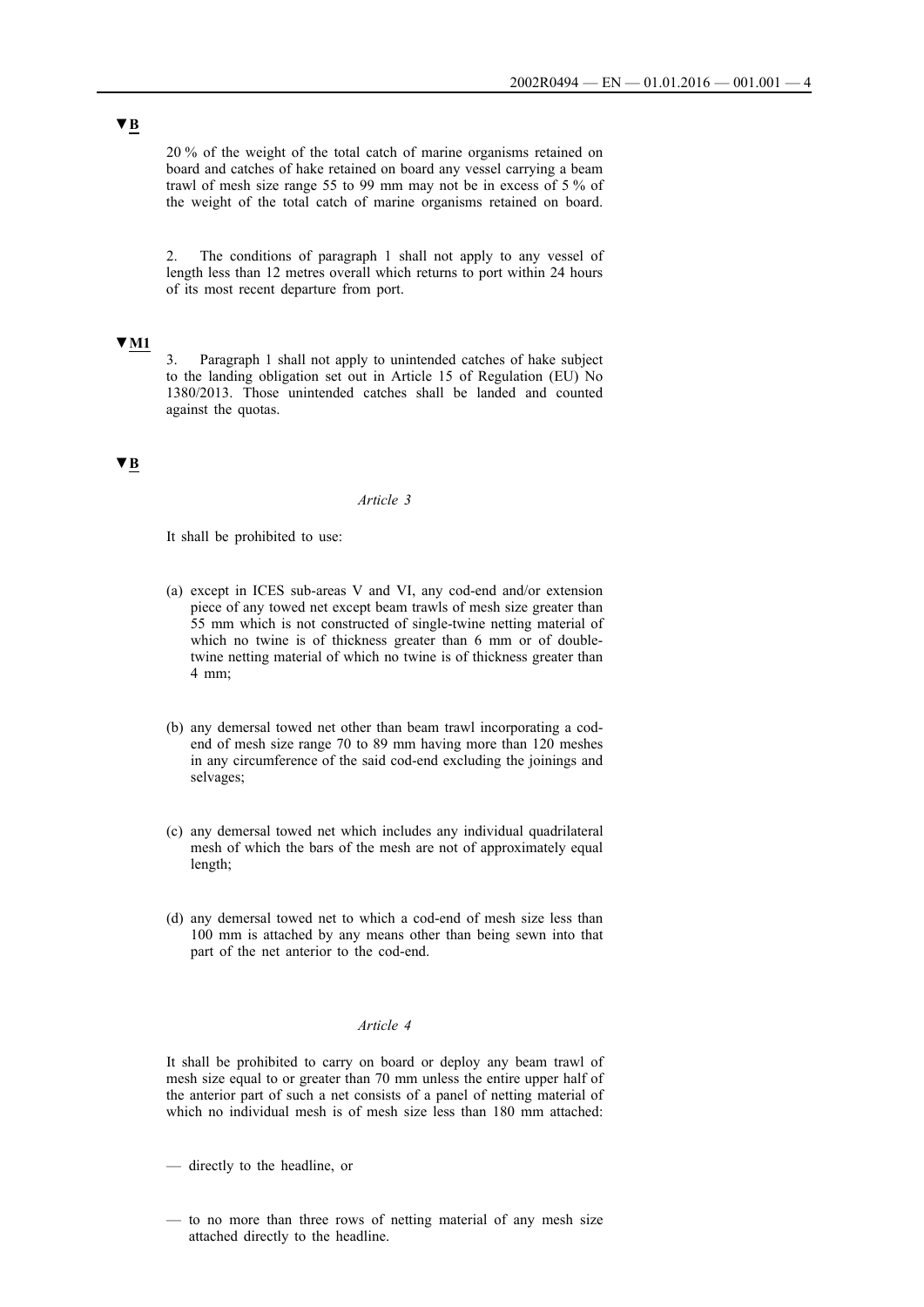▼B

20 % of the weight of the total catch of marine organisms retained on board and catches of hake retained on board any vessel carrying a beam trawl of mesh size range 55 to 99 mm may not be in excess of 5 % of the weight of the total catch of marine organisms retained on board.

2. The conditions of paragraph 1 shall not apply to any vessel of length less than 12 metres overall which returns to port within 24 hours of its most recent departure from port.

▼M1

3. Paragraph 1 shall not apply to unintended catches of hake subject to the landing obligation set out in Article 15 of Regulation (EU) No 1380/2013. Those unintended catches shall be landed and counted against the quotas.

▼B

*Article 3*

It shall be prohibited to use:

(a) except in ICES sub-areas V and VI, any cod-end and/or extension piece of any towed net except beam trawls of mesh size greater than 55 mm which is not constructed of single-twine netting material of which no twine is of thickness greater than 6 mm or of double-twine netting material of which no twine is of thickness greater than 4 mm;

(b) any demersal towed net other than beam trawl incorporating a cod-end of mesh size range 70 to 89 mm having more than 120 meshes in any circumference of the said cod-end excluding the joinings and selvages;

(c) any demersal towed net which includes any individual quadrilateral mesh of which the bars of the mesh are not of approximately equal length;

(d) any demersal towed net to which a cod-end of mesh size less than 100 mm is attached by any means other than being sewn into that part of the net anterior to the cod-end.

*Article 4*

It shall be prohibited to carry on board or deploy any beam trawl of mesh size equal to or greater than 70 mm unless the entire upper half of the anterior part of such a net consists of a panel of netting material of which no individual mesh is of mesh size less than 180 mm attached:

— directly to the headline, or

— to no more than three rows of netting material of any mesh size attached directly to the headline.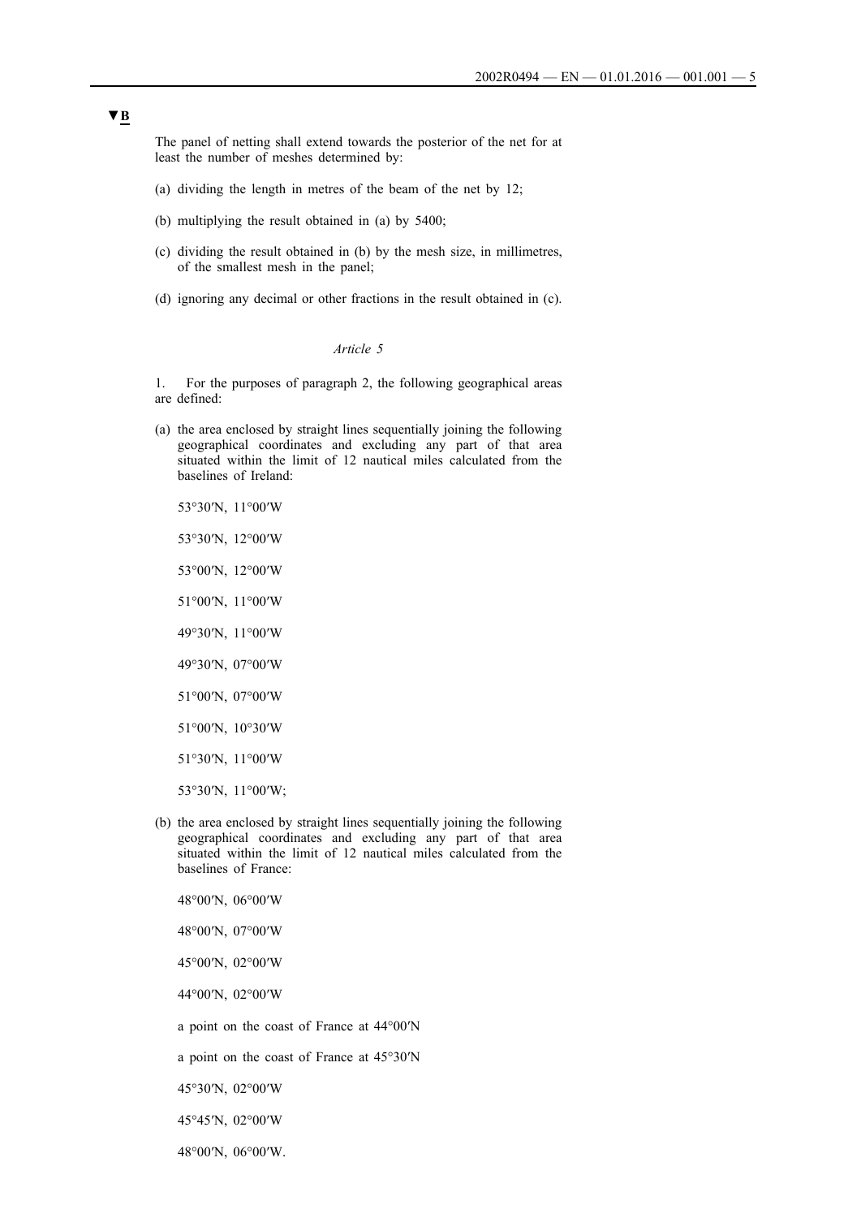▼B

The panel of netting shall extend towards the posterior of the net for at least the number of meshes determined by:

(a) dividing the length in metres of the beam of the net by 12;

(b) multiplying the result obtained in (a) by 5400;

(c) dividing the result obtained in (b) by the mesh size, in millimetres, of the smallest mesh in the panel;

(d) ignoring any decimal or other fractions in the result obtained in (c).

*Article 5*

1. For the purposes of paragraph 2, the following geographical areas are defined:

(a) the area enclosed by straight lines sequentially joining the following geographical coordinates and excluding any part of that area situated within the limit of 12 nautical miles calculated from the baselines of Ireland:

53°30′N, 11°00′W

53°30′N, 12°00′W

53°00′N, 12°00′W

51°00′N, 11°00′W

49°30′N, 11°00′W

49°30′N, 07°00′W

51°00′N, 07°00′W

51°00′N, 10°30′W

51°30′N, 11°00′W

53°30′N, 11°00′W;

(b) the area enclosed by straight lines sequentially joining the following geographical coordinates and excluding any part of that area situated within the limit of 12 nautical miles calculated from the baselines of France:

48°00′N, 06°00′W

48°00′N, 07°00′W

45°00′N, 02°00′W

44°00′N, 02°00′W

a point on the coast of France at 44°00′N

a point on the coast of France at 45°30′N

45°30′N, 02°00′W

45°45′N, 02°00′W

48°00′N, 06°00′W.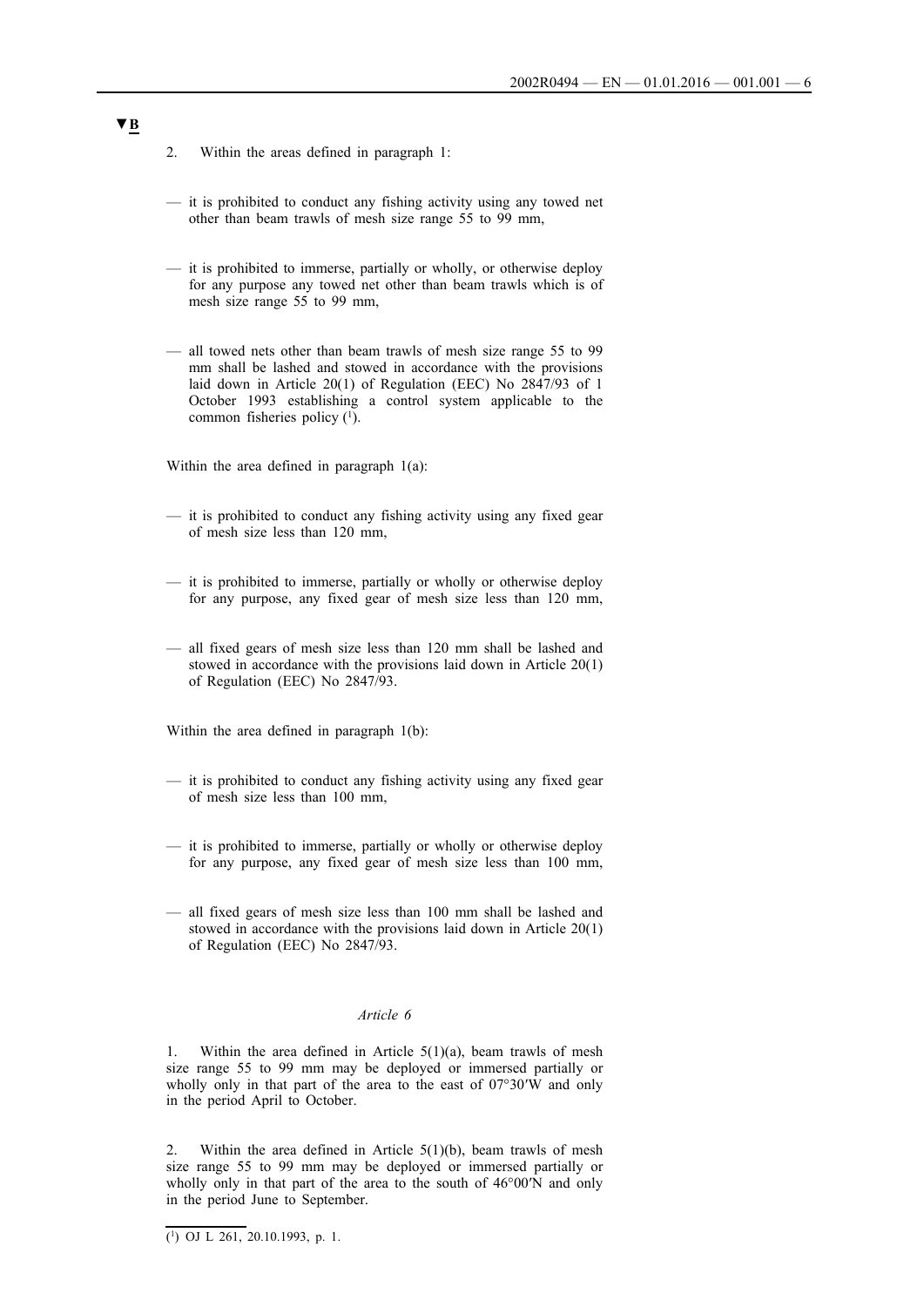▼B

2. Within the areas defined in paragraph 1:

— it is prohibited to conduct any fishing activity using any towed net other than beam trawls of mesh size range 55 to 99 mm,

— it is prohibited to immerse, partially or wholly, or otherwise deploy for any purpose any towed net other than beam trawls which is of mesh size range 55 to 99 mm,

— all towed nets other than beam trawls of mesh size range 55 to 99 mm shall be lashed and stowed in accordance with the provisions laid down in Article 20(1) of Regulation (EEC) No 2847/93 of 1 October 1993 establishing a control system applicable to the common fisheries policy [1].

Within the area defined in paragraph 1(a):

— it is prohibited to conduct any fishing activity using any fixed gear of mesh size less than 120 mm,

— it is prohibited to immerse, partially or wholly or otherwise deploy for any purpose, any fixed gear of mesh size less than 120 mm,

— all fixed gears of mesh size less than 120 mm shall be lashed and stowed in accordance with the provisions laid down in Article 20(1) of Regulation (EEC) No 2847/93.

Within the area defined in paragraph 1(b):

— it is prohibited to conduct any fishing activity using any fixed gear of mesh size less than 100 mm,

— it is prohibited to immerse, partially or wholly or otherwise deploy for any purpose, any fixed gear of mesh size less than 100 mm,

— all fixed gears of mesh size less than 100 mm shall be lashed and stowed in accordance with the provisions laid down in Article 20(1) of Regulation (EEC) No 2847/93.

*Article 6*

1. Within the area defined in Article 5(1)(a), beam trawls of mesh size range 55 to 99 mm may be deployed or immersed partially or wholly only in that part of the area to the east of 07°30′W and only in the period April to October.

2. Within the area defined in Article 5(1)(b), beam trawls of mesh size range 55 to 99 mm may be deployed or immersed partially or wholly only in that part of the area to the south of 46°00′N and only in the period June to September.

---

[1] OJ L 261, 20.10.1993, p. 1.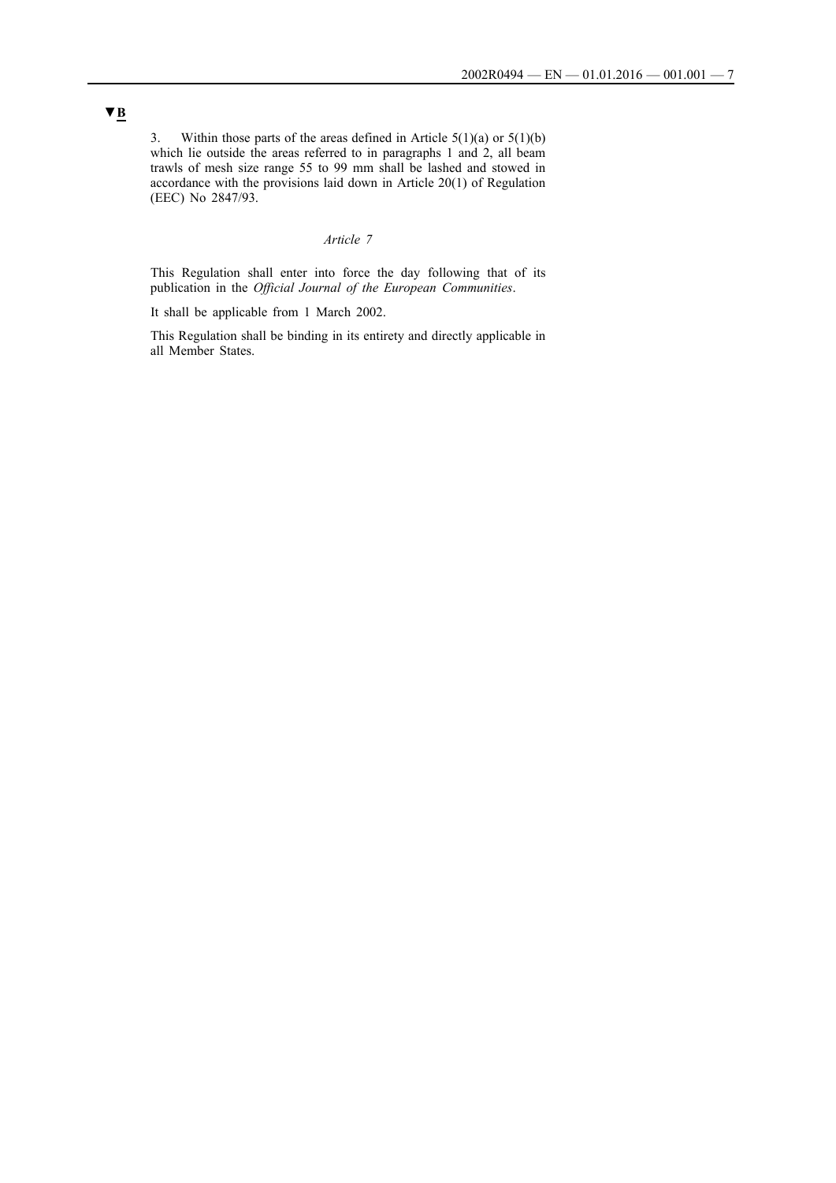▼**B**

3. Within those parts of the areas defined in Article 5(1)(a) or 5(1)(b) which lie outside the areas referred to in paragraphs 1 and 2, all beam trawls of mesh size range 55 to 99 mm shall be lashed and stowed in accordance with the provisions laid down in Article 20(1) of Regulation (EEC) No 2847/93.

*Article 7*

This Regulation shall enter into force the day following that of its publication in the *Official Journal of the European Communities*.

It shall be applicable from 1 March 2002.

This Regulation shall be binding in its entirety and directly applicable in all Member States.